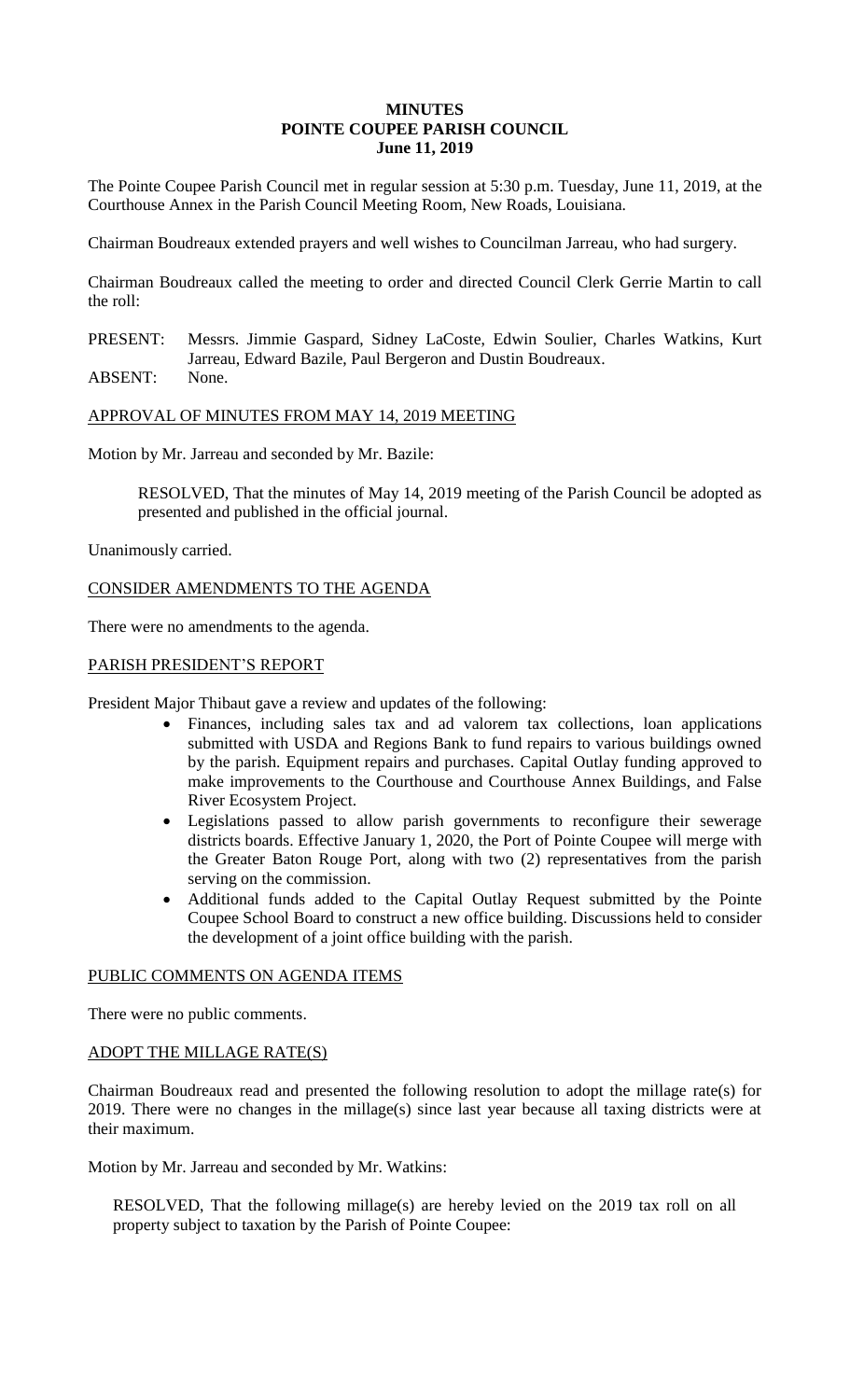# MINUTES
# POINTE COUPEE PARISH COUNCIL
# June 11, 2019

The Pointe Coupee Parish Council met in regular session at 5:30 p.m. Tuesday, June 11, 2019, at the Courthouse Annex in the Parish Council Meeting Room, New Roads, Louisiana.

Chairman Boudreaux extended prayers and well wishes to Councilman Jarreau, who had surgery.

Chairman Boudreaux called the meeting to order and directed Council Clerk Gerrie Martin to call the roll:

PRESENT: Messrs. Jimmie Gaspard, Sidney LaCoste, Edwin Soulier, Charles Watkins, Kurt Jarreau, Edward Bazile, Paul Bergeron and Dustin Boudreaux.
ABSENT: None.

## APPROVAL OF MINUTES FROM MAY 14, 2019 MEETING

Motion by Mr. Jarreau and seconded by Mr. Bazile:

> RESOLVED, That the minutes of May 14, 2019 meeting of the Parish Council be adopted as presented and published in the official journal.

Unanimously carried.

## CONSIDER AMENDMENTS TO THE AGENDA

There were no amendments to the agenda.

## PARISH PRESIDENT'S REPORT

President Major Thibaut gave a review and updates of the following:

- Finances, including sales tax and ad valorem tax collections, loan applications submitted with USDA and Regions Bank to fund repairs to various buildings owned by the parish. Equipment repairs and purchases. Capital Outlay funding approved to make improvements to the Courthouse and Courthouse Annex Buildings, and False River Ecosystem Project.
- Legislations passed to allow parish governments to reconfigure their sewerage districts boards. Effective January 1, 2020, the Port of Pointe Coupee will merge with the Greater Baton Rouge Port, along with two (2) representatives from the parish serving on the commission.
- Additional funds added to the Capital Outlay Request submitted by the Pointe Coupee School Board to construct a new office building. Discussions held to consider the development of a joint office building with the parish.

## PUBLIC COMMENTS ON AGENDA ITEMS

There were no public comments.

## ADOPT THE MILLAGE RATE(S)

Chairman Boudreaux read and presented the following resolution to adopt the millage rate(s) for 2019. There were no changes in the millage(s) since last year because all taxing districts were at their maximum.

Motion by Mr. Jarreau and seconded by Mr. Watkins:

> RESOLVED, That the following millage(s) are hereby levied on the 2019 tax roll on all property subject to taxation by the Parish of Pointe Coupee: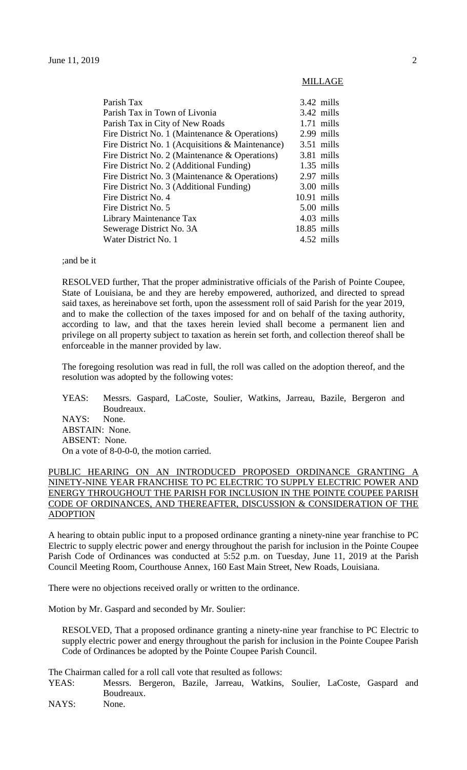| | MILLAGE |
|---|---|
| Parish Tax | 3.42 mills |
| Parish Tax in Town of Livonia | 3.42 mills |
| Parish Tax in City of New Roads | 1.71 mills |
| Fire District No. 1 (Maintenance & Operations) | 2.99 mills |
| Fire District No. 1 (Acquisitions & Maintenance) | 3.51 mills |
| Fire District No. 2 (Maintenance & Operations) | 3.81 mills |
| Fire District No. 2 (Additional Funding) | 1.35 mills |
| Fire District No. 3 (Maintenance & Operations) | 2.97 mills |
| Fire District No. 3 (Additional Funding) | 3.00 mills |
| Fire District No. 4 | 10.91 mills |
| Fire District No. 5 | 5.00 mills |
| Library Maintenance Tax | 4.03 mills |
| Sewerage District No. 3A | 18.85 mills |
| Water District No. 1 | 4.52 mills |

;and be it

RESOLVED further, That the proper administrative officials of the Parish of Pointe Coupee, State of Louisiana, be and they are hereby empowered, authorized, and directed to spread said taxes, as hereinabove set forth, upon the assessment roll of said Parish for the year 2019, and to make the collection of the taxes imposed for and on behalf of the taxing authority, according to law, and that the taxes herein levied shall become a permanent lien and privilege on all property subject to taxation as herein set forth, and collection thereof shall be enforceable in the manner provided by law.

The foregoing resolution was read in full, the roll was called on the adoption thereof, and the resolution was adopted by the following votes:

YEAS: Messrs. Gaspard, LaCoste, Soulier, Watkins, Jarreau, Bazile, Bergeron and Boudreaux.
NAYS: None.
ABSTAIN: None.
ABSENT: None.
On a vote of 8-0-0-0, the motion carried.

PUBLIC HEARING ON AN INTRODUCED PROPOSED ORDINANCE GRANTING A NINETY-NINE YEAR FRANCHISE TO PC ELECTRIC TO SUPPLY ELECTRIC POWER AND ENERGY THROUGHOUT THE PARISH FOR INCLUSION IN THE POINTE COUPEE PARISH CODE OF ORDINANCES, AND THEREAFTER, DISCUSSION & CONSIDERATION OF THE ADOPTION

A hearing to obtain public input to a proposed ordinance granting a ninety-nine year franchise to PC Electric to supply electric power and energy throughout the parish for inclusion in the Pointe Coupee Parish Code of Ordinances was conducted at 5:52 p.m. on Tuesday, June 11, 2019 at the Parish Council Meeting Room, Courthouse Annex, 160 East Main Street, New Roads, Louisiana.

There were no objections received orally or written to the ordinance.

Motion by Mr. Gaspard and seconded by Mr. Soulier:

RESOLVED, That a proposed ordinance granting a ninety-nine year franchise to PC Electric to supply electric power and energy throughout the parish for inclusion in the Pointe Coupee Parish Code of Ordinances be adopted by the Pointe Coupee Parish Council.

The Chairman called for a roll call vote that resulted as follows:

YEAS: Messrs. Bergeron, Bazile, Jarreau, Watkins, Soulier, LaCoste, Gaspard and Boudreaux.
NAYS: None.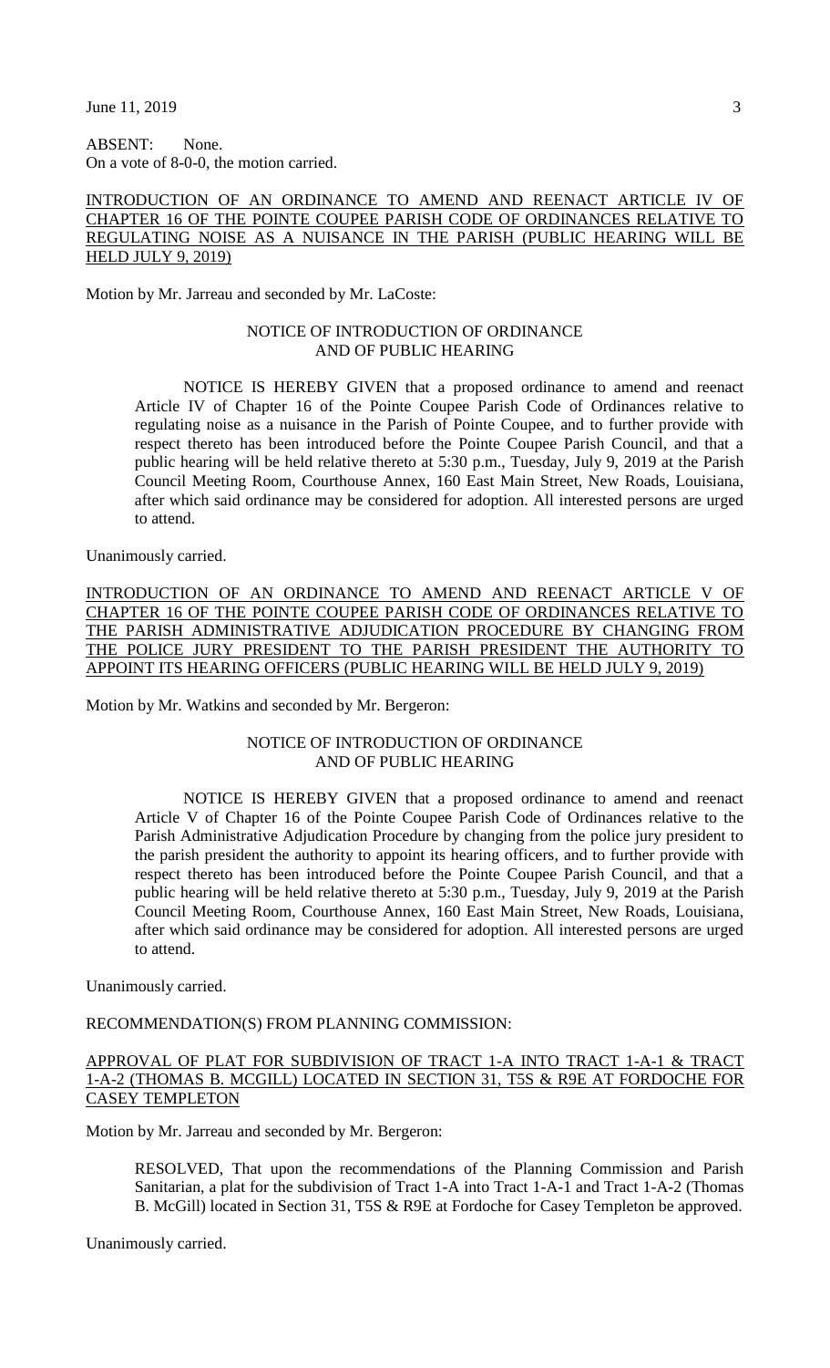ABSENT: None.
On a vote of 8-0-0, the motion carried.

<u>INTRODUCTION OF AN ORDINANCE TO AMEND AND REENACT ARTICLE IV OF CHAPTER 16 OF THE POINTE COUPEE PARISH CODE OF ORDINANCES RELATIVE TO REGULATING NOISE AS A NUISANCE IN THE PARISH (PUBLIC HEARING WILL BE HELD JULY 9, 2019)</u>

Motion by Mr. Jarreau and seconded by Mr. LaCoste:

NOTICE OF INTRODUCTION OF ORDINANCE
AND OF PUBLIC HEARING

NOTICE IS HEREBY GIVEN that a proposed ordinance to amend and reenact Article IV of Chapter 16 of the Pointe Coupee Parish Code of Ordinances relative to regulating noise as a nuisance in the Parish of Pointe Coupee, and to further provide with respect thereto has been introduced before the Pointe Coupee Parish Council, and that a public hearing will be held relative thereto at 5:30 p.m., Tuesday, July 9, 2019 at the Parish Council Meeting Room, Courthouse Annex, 160 East Main Street, New Roads, Louisiana, after which said ordinance may be considered for adoption. All interested persons are urged to attend.

Unanimously carried.

<u>INTRODUCTION OF AN ORDINANCE TO AMEND AND REENACT ARTICLE V OF CHAPTER 16 OF THE POINTE COUPEE PARISH CODE OF ORDINANCES RELATIVE TO THE PARISH ADMINISTRATIVE ADJUDICATION PROCEDURE BY CHANGING FROM THE POLICE JURY PRESIDENT TO THE PARISH PRESIDENT THE AUTHORITY TO APPOINT ITS HEARING OFFICERS (PUBLIC HEARING WILL BE HELD JULY 9, 2019)</u>

Motion by Mr. Watkins and seconded by Mr. Bergeron:

NOTICE OF INTRODUCTION OF ORDINANCE
AND OF PUBLIC HEARING

NOTICE IS HEREBY GIVEN that a proposed ordinance to amend and reenact Article V of Chapter 16 of the Pointe Coupee Parish Code of Ordinances relative to the Parish Administrative Adjudication Procedure by changing from the police jury president to the parish president the authority to appoint its hearing officers, and to further provide with respect thereto has been introduced before the Pointe Coupee Parish Council, and that a public hearing will be held relative thereto at 5:30 p.m., Tuesday, July 9, 2019 at the Parish Council Meeting Room, Courthouse Annex, 160 East Main Street, New Roads, Louisiana, after which said ordinance may be considered for adoption. All interested persons are urged to attend.

Unanimously carried.

RECOMMENDATION(S) FROM PLANNING COMMISSION:

<u>APPROVAL OF PLAT FOR SUBDIVISION OF TRACT 1-A INTO TRACT 1-A-1 & TRACT 1-A-2 (THOMAS B. MCGILL) LOCATED IN SECTION 31, T5S & R9E AT FORDOCHE FOR CASEY TEMPLETON</u>

Motion by Mr. Jarreau and seconded by Mr. Bergeron:

RESOLVED, That upon the recommendations of the Planning Commission and Parish Sanitarian, a plat for the subdivision of Tract 1-A into Tract 1-A-1 and Tract 1-A-2 (Thomas B. McGill) located in Section 31, T5S & R9E at Fordoche for Casey Templeton be approved.

Unanimously carried.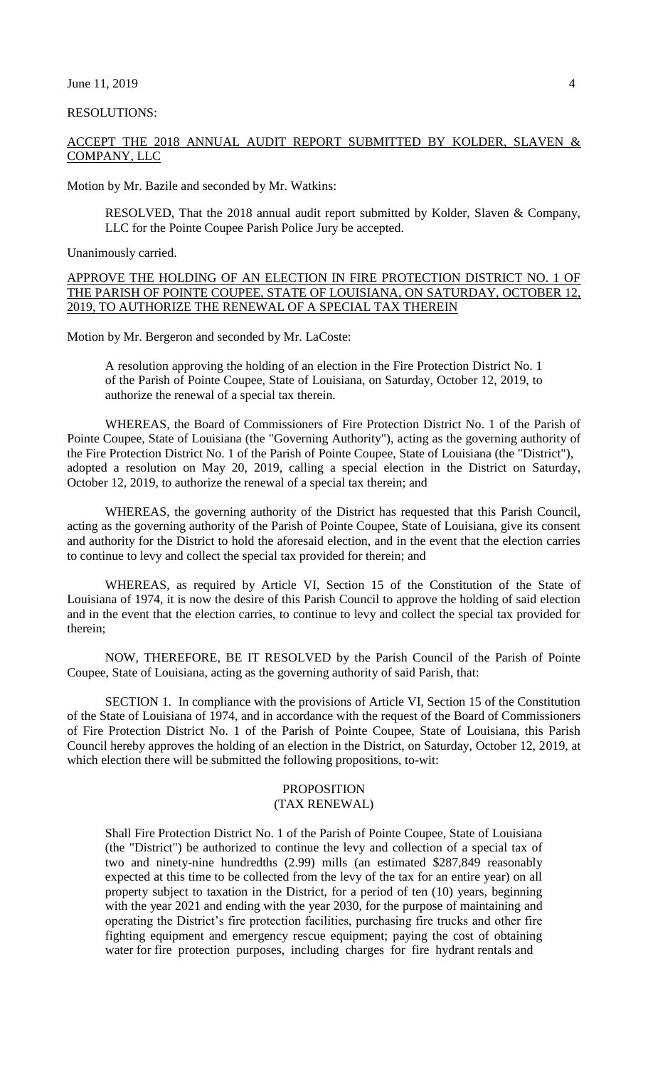RESOLUTIONS:

ACCEPT THE 2018 ANNUAL AUDIT REPORT SUBMITTED BY KOLDER, SLAVEN & COMPANY, LLC

Motion by Mr. Bazile and seconded by Mr. Watkins:

> RESOLVED, That the 2018 annual audit report submitted by Kolder, Slaven & Company, LLC for the Pointe Coupee Parish Police Jury be accepted.

Unanimously carried.

APPROVE THE HOLDING OF AN ELECTION IN FIRE PROTECTION DISTRICT NO. 1 OF THE PARISH OF POINTE COUPEE, STATE OF LOUISIANA, ON SATURDAY, OCTOBER 12, 2019, TO AUTHORIZE THE RENEWAL OF A SPECIAL TAX THEREIN

Motion by Mr. Bergeron and seconded by Mr. LaCoste:

> A resolution approving the holding of an election in the Fire Protection District No. 1 of the Parish of Pointe Coupee, State of Louisiana, on Saturday, October 12, 2019, to authorize the renewal of a special tax therein.

WHEREAS, the Board of Commissioners of Fire Protection District No. 1 of the Parish of Pointe Coupee, State of Louisiana (the "Governing Authority"), acting as the governing authority of the Fire Protection District No. 1 of the Parish of Pointe Coupee, State of Louisiana (the "District"), adopted a resolution on May 20, 2019, calling a special election in the District on Saturday, October 12, 2019, to authorize the renewal of a special tax therein; and

WHEREAS, the governing authority of the District has requested that this Parish Council, acting as the governing authority of the Parish of Pointe Coupee, State of Louisiana, give its consent and authority for the District to hold the aforesaid election, and in the event that the election carries to continue to levy and collect the special tax provided for therein; and

WHEREAS, as required by Article VI, Section 15 of the Constitution of the State of Louisiana of 1974, it is now the desire of this Parish Council to approve the holding of said election and in the event that the election carries, to continue to levy and collect the special tax provided for therein;

NOW, THEREFORE, BE IT RESOLVED by the Parish Council of the Parish of Pointe Coupee, State of Louisiana, acting as the governing authority of said Parish, that:

SECTION 1. In compliance with the provisions of Article VI, Section 15 of the Constitution of the State of Louisiana of 1974, and in accordance with the request of the Board of Commissioners of Fire Protection District No. 1 of the Parish of Pointe Coupee, State of Louisiana, this Parish Council hereby approves the holding of an election in the District, on Saturday, October 12, 2019, at which election there will be submitted the following propositions, to-wit:

### PROPOSITION
### (TAX RENEWAL)

> Shall Fire Protection District No. 1 of the Parish of Pointe Coupee, State of Louisiana (the "District") be authorized to continue the levy and collection of a special tax of two and ninety-nine hundredths (2.99) mills (an estimated $287,849 reasonably expected at this time to be collected from the levy of the tax for an entire year) on all property subject to taxation in the District, for a period of ten (10) years, beginning with the year 2021 and ending with the year 2030, for the purpose of maintaining and operating the District's fire protection facilities, purchasing fire trucks and other fire fighting equipment and emergency rescue equipment; paying the cost of obtaining water for fire protection purposes, including charges for fire hydrant rentals and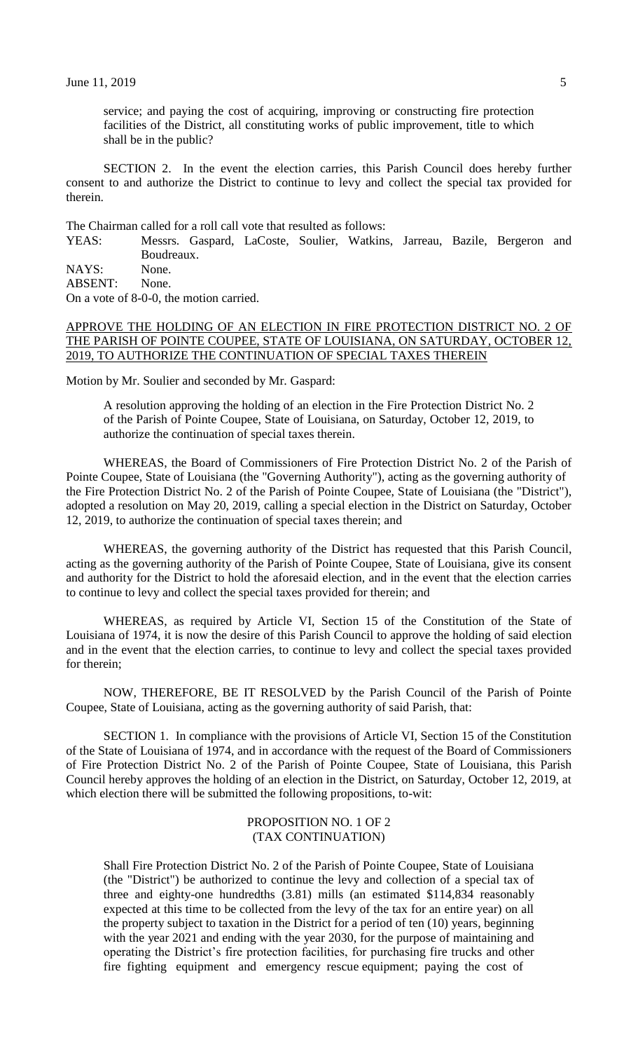service; and paying the cost of acquiring, improving or constructing fire protection facilities of the District, all constituting works of public improvement, title to which shall be in the public?

SECTION 2. In the event the election carries, this Parish Council does hereby further consent to and authorize the District to continue to levy and collect the special tax provided for therein.

The Chairman called for a roll call vote that resulted as follows:

YEAS: Messrs. Gaspard, LaCoste, Soulier, Watkins, Jarreau, Bazile, Bergeron and Boudreaux.
NAYS: None.
ABSENT: None.
On a vote of 8-0-0, the motion carried.

APPROVE THE HOLDING OF AN ELECTION IN FIRE PROTECTION DISTRICT NO. 2 OF THE PARISH OF POINTE COUPEE, STATE OF LOUISIANA, ON SATURDAY, OCTOBER 12, 2019, TO AUTHORIZE THE CONTINUATION OF SPECIAL TAXES THEREIN

Motion by Mr. Soulier and seconded by Mr. Gaspard:

A resolution approving the holding of an election in the Fire Protection District No. 2 of the Parish of Pointe Coupee, State of Louisiana, on Saturday, October 12, 2019, to authorize the continuation of special taxes therein.

WHEREAS, the Board of Commissioners of Fire Protection District No. 2 of the Parish of Pointe Coupee, State of Louisiana (the "Governing Authority"), acting as the governing authority of the Fire Protection District No. 2 of the Parish of Pointe Coupee, State of Louisiana (the "District"), adopted a resolution on May 20, 2019, calling a special election in the District on Saturday, October 12, 2019, to authorize the continuation of special taxes therein; and

WHEREAS, the governing authority of the District has requested that this Parish Council, acting as the governing authority of the Parish of Pointe Coupee, State of Louisiana, give its consent and authority for the District to hold the aforesaid election, and in the event that the election carries to continue to levy and collect the special taxes provided for therein; and

WHEREAS, as required by Article VI, Section 15 of the Constitution of the State of Louisiana of 1974, it is now the desire of this Parish Council to approve the holding of said election and in the event that the election carries, to continue to levy and collect the special taxes provided for therein;

NOW, THEREFORE, BE IT RESOLVED by the Parish Council of the Parish of Pointe Coupee, State of Louisiana, acting as the governing authority of said Parish, that:

SECTION 1. In compliance with the provisions of Article VI, Section 15 of the Constitution of the State of Louisiana of 1974, and in accordance with the request of the Board of Commissioners of Fire Protection District No. 2 of the Parish of Pointe Coupee, State of Louisiana, this Parish Council hereby approves the holding of an election in the District, on Saturday, October 12, 2019, at which election there will be submitted the following propositions, to-wit:

PROPOSITION NO. 1 OF 2
(TAX CONTINUATION)

Shall Fire Protection District No. 2 of the Parish of Pointe Coupee, State of Louisiana (the "District") be authorized to continue the levy and collection of a special tax of three and eighty-one hundredths (3.81) mills (an estimated $114,834 reasonably expected at this time to be collected from the levy of the tax for an entire year) on all the property subject to taxation in the District for a period of ten (10) years, beginning with the year 2021 and ending with the year 2030, for the purpose of maintaining and operating the District's fire protection facilities, for purchasing fire trucks and other fire fighting equipment and emergency rescue equipment; paying the cost of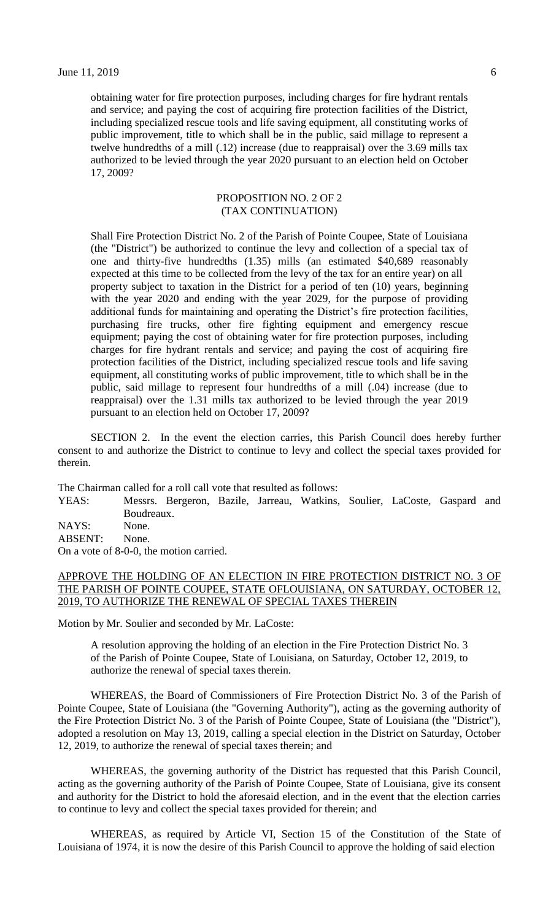obtaining water for fire protection purposes, including charges for fire hydrant rentals and service; and paying the cost of acquiring fire protection facilities of the District, including specialized rescue tools and life saving equipment, all constituting works of public improvement, title to which shall be in the public, said millage to represent a twelve hundredths of a mill (.12) increase (due to reappraisal) over the 3.69 mills tax authorized to be levied through the year 2020 pursuant to an election held on October 17, 2009?

PROPOSITION NO. 2 OF 2
(TAX CONTINUATION)

Shall Fire Protection District No. 2 of the Parish of Pointe Coupee, State of Louisiana (the "District") be authorized to continue the levy and collection of a special tax of one and thirty-five hundredths (1.35) mills (an estimated $40,689 reasonably expected at this time to be collected from the levy of the tax for an entire year) on all property subject to taxation in the District for a period of ten (10) years, beginning with the year 2020 and ending with the year 2029, for the purpose of providing additional funds for maintaining and operating the District's fire protection facilities, purchasing fire trucks, other fire fighting equipment and emergency rescue equipment; paying the cost of obtaining water for fire protection purposes, including charges for fire hydrant rentals and service; and paying the cost of acquiring fire protection facilities of the District, including specialized rescue tools and life saving equipment, all constituting works of public improvement, title to which shall be in the public, said millage to represent four hundredths of a mill (.04) increase (due to reappraisal) over the 1.31 mills tax authorized to be levied through the year 2019 pursuant to an election held on October 17, 2009?

SECTION 2. In the event the election carries, this Parish Council does hereby further consent to and authorize the District to continue to levy and collect the special taxes provided for therein.

The Chairman called for a roll call vote that resulted as follows:

YEAS: Messrs. Bergeron, Bazile, Jarreau, Watkins, Soulier, LaCoste, Gaspard and Boudreaux.
NAYS: None.
ABSENT: None.

On a vote of 8-0-0, the motion carried.

APPROVE THE HOLDING OF AN ELECTION IN FIRE PROTECTION DISTRICT NO. 3 OF THE PARISH OF POINTE COUPEE, STATE OFLOUISIANA, ON SATURDAY, OCTOBER 12, 2019, TO AUTHORIZE THE RENEWAL OF SPECIAL TAXES THEREIN

Motion by Mr. Soulier and seconded by Mr. LaCoste:

A resolution approving the holding of an election in the Fire Protection District No. 3 of the Parish of Pointe Coupee, State of Louisiana, on Saturday, October 12, 2019, to authorize the renewal of special taxes therein.

WHEREAS, the Board of Commissioners of Fire Protection District No. 3 of the Parish of Pointe Coupee, State of Louisiana (the "Governing Authority"), acting as the governing authority of the Fire Protection District No. 3 of the Parish of Pointe Coupee, State of Louisiana (the "District"), adopted a resolution on May 13, 2019, calling a special election in the District on Saturday, October 12, 2019, to authorize the renewal of special taxes therein; and

WHEREAS, the governing authority of the District has requested that this Parish Council, acting as the governing authority of the Parish of Pointe Coupee, State of Louisiana, give its consent and authority for the District to hold the aforesaid election, and in the event that the election carries to continue to levy and collect the special taxes provided for therein; and

WHEREAS, as required by Article VI, Section 15 of the Constitution of the State of Louisiana of 1974, it is now the desire of this Parish Council to approve the holding of said election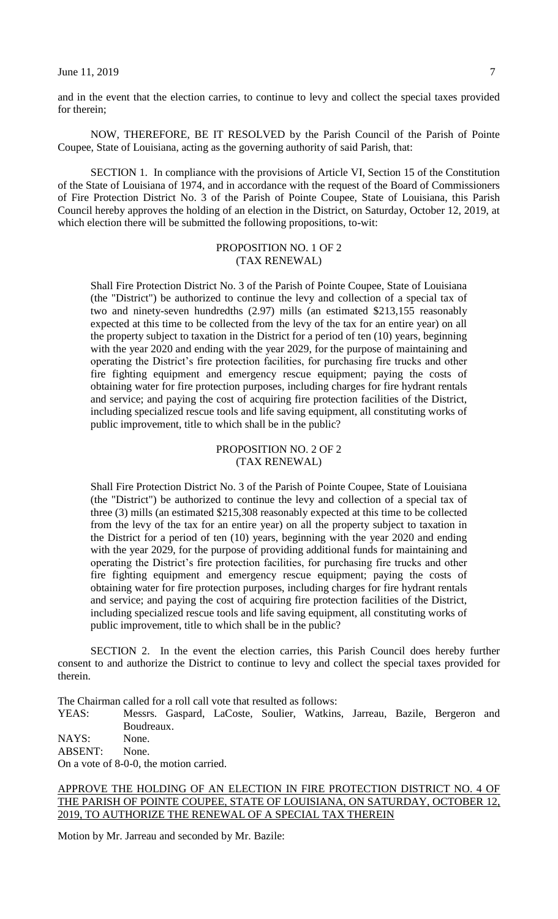and in the event that the election carries, to continue to levy and collect the special taxes provided for therein;

NOW, THEREFORE, BE IT RESOLVED by the Parish Council of the Parish of Pointe Coupee, State of Louisiana, acting as the governing authority of said Parish, that:

SECTION 1. In compliance with the provisions of Article VI, Section 15 of the Constitution of the State of Louisiana of 1974, and in accordance with the request of the Board of Commissioners of Fire Protection District No. 3 of the Parish of Pointe Coupee, State of Louisiana, this Parish Council hereby approves the holding of an election in the District, on Saturday, October 12, 2019, at which election there will be submitted the following propositions, to-wit:

PROPOSITION NO. 1 OF 2
(TAX RENEWAL)

> Shall Fire Protection District No. 3 of the Parish of Pointe Coupee, State of Louisiana (the "District") be authorized to continue the levy and collection of a special tax of two and ninety-seven hundredths (2.97) mills (an estimated $213,155 reasonably expected at this time to be collected from the levy of the tax for an entire year) on all the property subject to taxation in the District for a period of ten (10) years, beginning with the year 2020 and ending with the year 2029, for the purpose of maintaining and operating the District's fire protection facilities, for purchasing fire trucks and other fire fighting equipment and emergency rescue equipment; paying the costs of obtaining water for fire protection purposes, including charges for fire hydrant rentals and service; and paying the cost of acquiring fire protection facilities of the District, including specialized rescue tools and life saving equipment, all constituting works of public improvement, title to which shall be in the public?

PROPOSITION NO. 2 OF 2
(TAX RENEWAL)

> Shall Fire Protection District No. 3 of the Parish of Pointe Coupee, State of Louisiana (the "District") be authorized to continue the levy and collection of a special tax of three (3) mills (an estimated $215,308 reasonably expected at this time to be collected from the levy of the tax for an entire year) on all the property subject to taxation in the District for a period of ten (10) years, beginning with the year 2020 and ending with the year 2029, for the purpose of providing additional funds for maintaining and operating the District's fire protection facilities, for purchasing fire trucks and other fire fighting equipment and emergency rescue equipment; paying the costs of obtaining water for fire protection purposes, including charges for fire hydrant rentals and service; and paying the cost of acquiring fire protection facilities of the District, including specialized rescue tools and life saving equipment, all constituting works of public improvement, title to which shall be in the public?

SECTION 2. In the event the election carries, this Parish Council does hereby further consent to and authorize the District to continue to levy and collect the special taxes provided for therein.

The Chairman called for a roll call vote that resulted as follows:

YEAS: Messrs. Gaspard, LaCoste, Soulier, Watkins, Jarreau, Bazile, Bergeron and Boudreaux.
NAYS: None.
ABSENT: None.

On a vote of 8-0-0, the motion carried.

APPROVE THE HOLDING OF AN ELECTION IN FIRE PROTECTION DISTRICT NO. 4 OF THE PARISH OF POINTE COUPEE, STATE OF LOUISIANA, ON SATURDAY, OCTOBER 12, 2019, TO AUTHORIZE THE RENEWAL OF A SPECIAL TAX THEREIN

Motion by Mr. Jarreau and seconded by Mr. Bazile: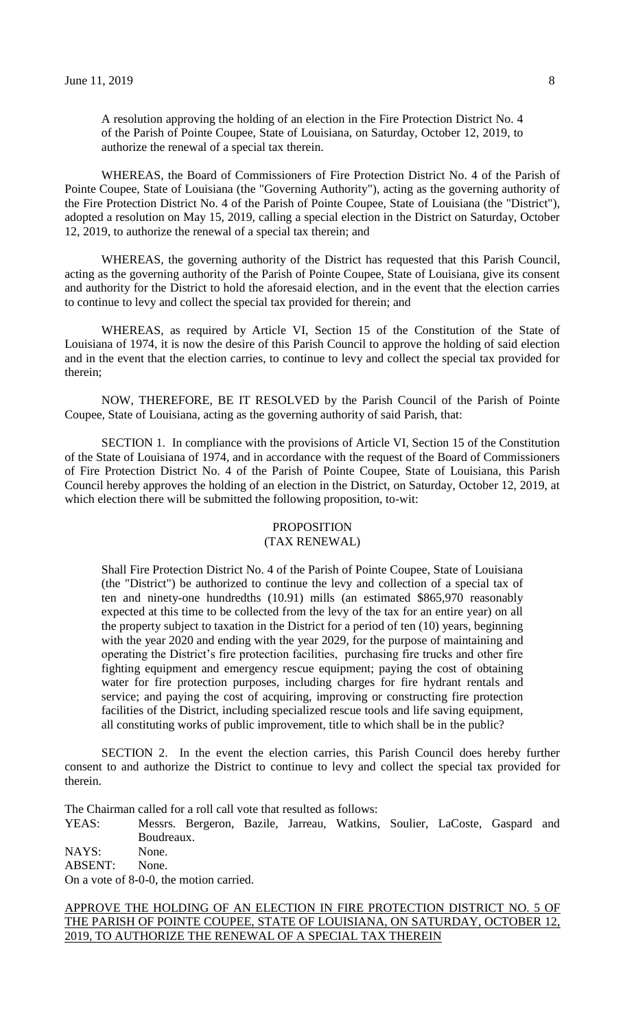A resolution approving the holding of an election in the Fire Protection District No. 4 of the Parish of Pointe Coupee, State of Louisiana, on Saturday, October 12, 2019, to authorize the renewal of a special tax therein.

WHEREAS, the Board of Commissioners of Fire Protection District No. 4 of the Parish of Pointe Coupee, State of Louisiana (the "Governing Authority"), acting as the governing authority of the Fire Protection District No. 4 of the Parish of Pointe Coupee, State of Louisiana (the "District"), adopted a resolution on May 15, 2019, calling a special election in the District on Saturday, October 12, 2019, to authorize the renewal of a special tax therein; and

WHEREAS, the governing authority of the District has requested that this Parish Council, acting as the governing authority of the Parish of Pointe Coupee, State of Louisiana, give its consent and authority for the District to hold the aforesaid election, and in the event that the election carries to continue to levy and collect the special tax provided for therein; and

WHEREAS, as required by Article VI, Section 15 of the Constitution of the State of Louisiana of 1974, it is now the desire of this Parish Council to approve the holding of said election and in the event that the election carries, to continue to levy and collect the special tax provided for therein;

NOW, THEREFORE, BE IT RESOLVED by the Parish Council of the Parish of Pointe Coupee, State of Louisiana, acting as the governing authority of said Parish, that:

SECTION 1. In compliance with the provisions of Article VI, Section 15 of the Constitution of the State of Louisiana of 1974, and in accordance with the request of the Board of Commissioners of Fire Protection District No. 4 of the Parish of Pointe Coupee, State of Louisiana, this Parish Council hereby approves the holding of an election in the District, on Saturday, October 12, 2019, at which election there will be submitted the following proposition, to-wit:

PROPOSITION
(TAX RENEWAL)

Shall Fire Protection District No. 4 of the Parish of Pointe Coupee, State of Louisiana (the "District") be authorized to continue the levy and collection of a special tax of ten and ninety-one hundredths (10.91) mills (an estimated $865,970 reasonably expected at this time to be collected from the levy of the tax for an entire year) on all the property subject to taxation in the District for a period of ten (10) years, beginning with the year 2020 and ending with the year 2029, for the purpose of maintaining and operating the District's fire protection facilities, purchasing fire trucks and other fire fighting equipment and emergency rescue equipment; paying the cost of obtaining water for fire protection purposes, including charges for fire hydrant rentals and service; and paying the cost of acquiring, improving or constructing fire protection facilities of the District, including specialized rescue tools and life saving equipment, all constituting works of public improvement, title to which shall be in the public?

SECTION 2. In the event the election carries, this Parish Council does hereby further consent to and authorize the District to continue to levy and collect the special tax provided for therein.

The Chairman called for a roll call vote that resulted as follows:

YEAS: Messrs. Bergeron, Bazile, Jarreau, Watkins, Soulier, LaCoste, Gaspard and Boudreaux.

NAYS: None.

ABSENT: None.

On a vote of 8-0-0, the motion carried.

APPROVE THE HOLDING OF AN ELECTION IN FIRE PROTECTION DISTRICT NO. 5 OF THE PARISH OF POINTE COUPEE, STATE OF LOUISIANA, ON SATURDAY, OCTOBER 12, 2019, TO AUTHORIZE THE RENEWAL OF A SPECIAL TAX THEREIN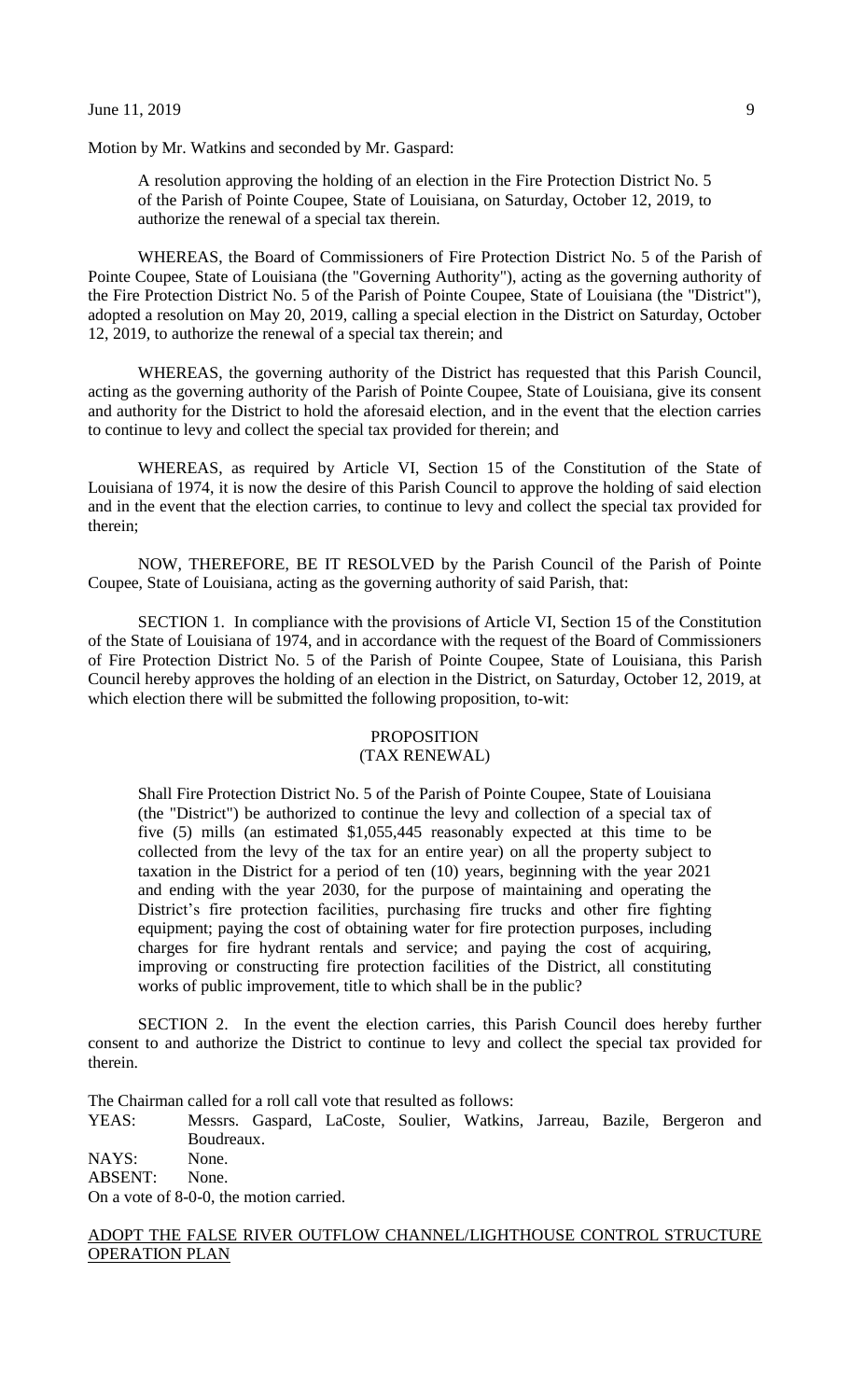Motion by Mr. Watkins and seconded by Mr. Gaspard:

> A resolution approving the holding of an election in the Fire Protection District No. 5 of the Parish of Pointe Coupee, State of Louisiana, on Saturday, October 12, 2019, to authorize the renewal of a special tax therein.

WHEREAS, the Board of Commissioners of Fire Protection District No. 5 of the Parish of Pointe Coupee, State of Louisiana (the "Governing Authority"), acting as the governing authority of the Fire Protection District No. 5 of the Parish of Pointe Coupee, State of Louisiana (the "District"), adopted a resolution on May 20, 2019, calling a special election in the District on Saturday, October 12, 2019, to authorize the renewal of a special tax therein; and

WHEREAS, the governing authority of the District has requested that this Parish Council, acting as the governing authority of the Parish of Pointe Coupee, State of Louisiana, give its consent and authority for the District to hold the aforesaid election, and in the event that the election carries to continue to levy and collect the special tax provided for therein; and

WHEREAS, as required by Article VI, Section 15 of the Constitution of the State of Louisiana of 1974, it is now the desire of this Parish Council to approve the holding of said election and in the event that the election carries, to continue to levy and collect the special tax provided for therein;

NOW, THEREFORE, BE IT RESOLVED by the Parish Council of the Parish of Pointe Coupee, State of Louisiana, acting as the governing authority of said Parish, that:

SECTION 1. In compliance with the provisions of Article VI, Section 15 of the Constitution of the State of Louisiana of 1974, and in accordance with the request of the Board of Commissioners of Fire Protection District No. 5 of the Parish of Pointe Coupee, State of Louisiana, this Parish Council hereby approves the holding of an election in the District, on Saturday, October 12, 2019, at which election there will be submitted the following proposition, to-wit:

PROPOSITION
(TAX RENEWAL)

> Shall Fire Protection District No. 5 of the Parish of Pointe Coupee, State of Louisiana (the "District") be authorized to continue the levy and collection of a special tax of five (5) mills (an estimated $1,055,445 reasonably expected at this time to be collected from the levy of the tax for an entire year) on all the property subject to taxation in the District for a period of ten (10) years, beginning with the year 2021 and ending with the year 2030, for the purpose of maintaining and operating the District's fire protection facilities, purchasing fire trucks and other fire fighting equipment; paying the cost of obtaining water for fire protection purposes, including charges for fire hydrant rentals and service; and paying the cost of acquiring, improving or constructing fire protection facilities of the District, all constituting works of public improvement, title to which shall be in the public?

SECTION 2. In the event the election carries, this Parish Council does hereby further consent to and authorize the District to continue to levy and collect the special tax provided for therein.

The Chairman called for a roll call vote that resulted as follows:

YEAS: Messrs. Gaspard, LaCoste, Soulier, Watkins, Jarreau, Bazile, Bergeron and Boudreaux.
NAYS: None.
ABSENT: None.

On a vote of 8-0-0, the motion carried.

<u>ADOPT THE FALSE RIVER OUTFLOW CHANNEL/LIGHTHOUSE CONTROL STRUCTURE OPERATION PLAN</u>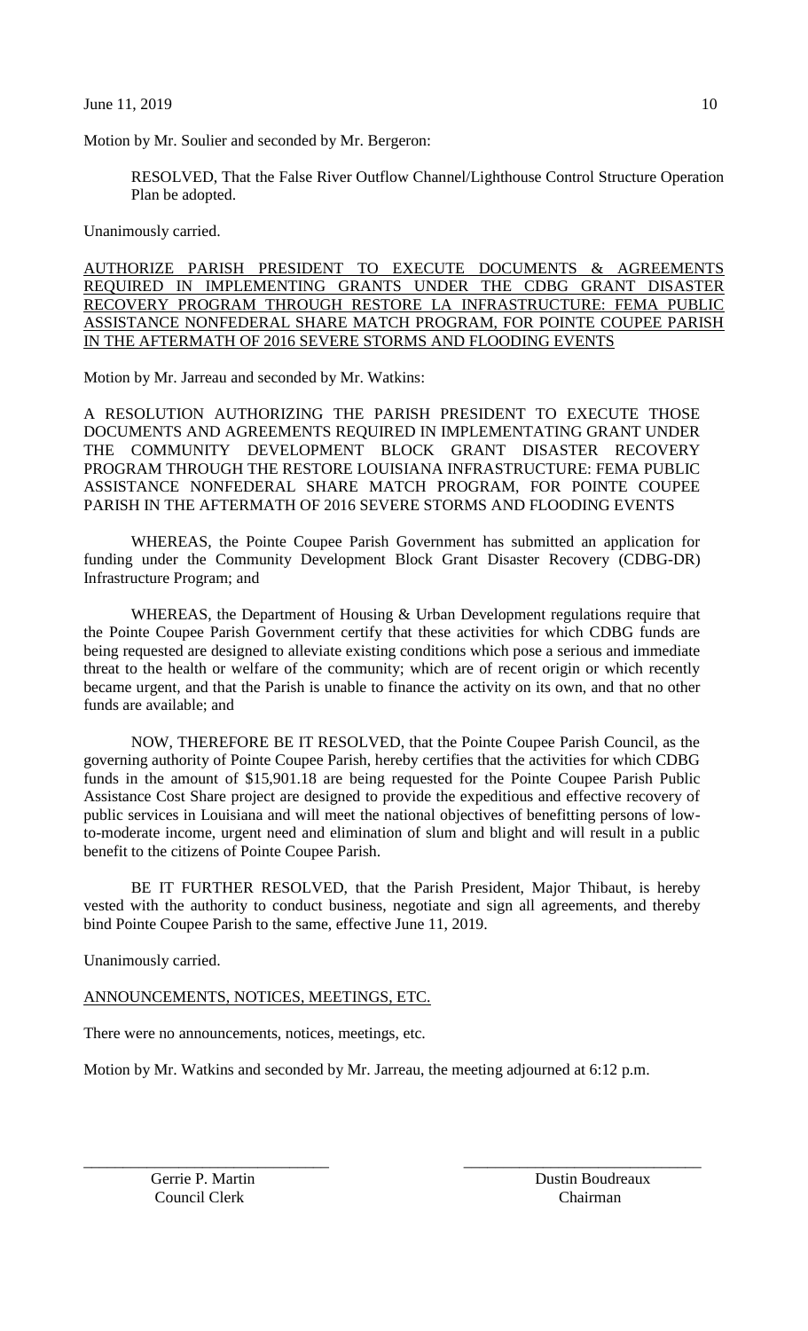Motion by Mr. Soulier and seconded by Mr. Bergeron:

RESOLVED, That the False River Outflow Channel/Lighthouse Control Structure Operation Plan be adopted.

Unanimously carried.

AUTHORIZE PARISH PRESIDENT TO EXECUTE DOCUMENTS & AGREEMENTS REQUIRED IN IMPLEMENTING GRANTS UNDER THE CDBG GRANT DISASTER RECOVERY PROGRAM THROUGH RESTORE LA INFRASTRUCTURE: FEMA PUBLIC ASSISTANCE NONFEDERAL SHARE MATCH PROGRAM, FOR POINTE COUPEE PARISH IN THE AFTERMATH OF 2016 SEVERE STORMS AND FLOODING EVENTS

Motion by Mr. Jarreau and seconded by Mr. Watkins:

A RESOLUTION AUTHORIZING THE PARISH PRESIDENT TO EXECUTE THOSE DOCUMENTS AND AGREEMENTS REQUIRED IN IMPLEMENTATING GRANT UNDER THE COMMUNITY DEVELOPMENT BLOCK GRANT DISASTER RECOVERY PROGRAM THROUGH THE RESTORE LOUISIANA INFRASTRUCTURE: FEMA PUBLIC ASSISTANCE NONFEDERAL SHARE MATCH PROGRAM, FOR POINTE COUPEE PARISH IN THE AFTERMATH OF 2016 SEVERE STORMS AND FLOODING EVENTS

WHEREAS, the Pointe Coupee Parish Government has submitted an application for funding under the Community Development Block Grant Disaster Recovery (CDBG-DR) Infrastructure Program; and

WHEREAS, the Department of Housing & Urban Development regulations require that the Pointe Coupee Parish Government certify that these activities for which CDBG funds are being requested are designed to alleviate existing conditions which pose a serious and immediate threat to the health or welfare of the community; which are of recent origin or which recently became urgent, and that the Parish is unable to finance the activity on its own, and that no other funds are available; and

NOW, THEREFORE BE IT RESOLVED, that the Pointe Coupee Parish Council, as the governing authority of Pointe Coupee Parish, hereby certifies that the activities for which CDBG funds in the amount of $15,901.18 are being requested for the Pointe Coupee Parish Public Assistance Cost Share project are designed to provide the expeditious and effective recovery of public services in Louisiana and will meet the national objectives of benefitting persons of low-to-moderate income, urgent need and elimination of slum and blight and will result in a public benefit to the citizens of Pointe Coupee Parish.

BE IT FURTHER RESOLVED, that the Parish President, Major Thibaut, is hereby vested with the authority to conduct business, negotiate and sign all agreements, and thereby bind Pointe Coupee Parish to the same, effective June 11, 2019.

Unanimously carried.

ANNOUNCEMENTS, NOTICES, MEETINGS, ETC.

There were no announcements, notices, meetings, etc.

Motion by Mr. Watkins and seconded by Mr. Jarreau, the meeting adjourned at 6:12 p.m.

\_\_\_\_\_\_\_\_\_\_\_\_\_\_\_\_\_\_\_\_\_\_\_\_\_\_\_\_\_\_
Gerrie P. Martin
Council Clerk

\_\_\_\_\_\_\_\_\_\_\_\_\_\_\_\_\_\_\_\_\_\_\_\_\_\_\_\_\_\_
Dustin Boudreaux
Chairman